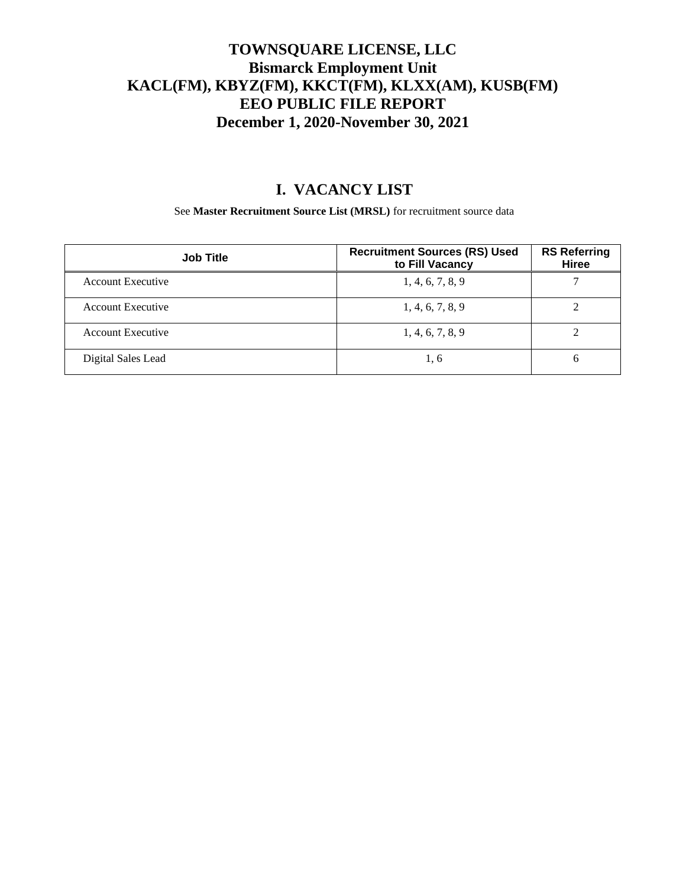# TOWNSQUARE LICENSE, LLC
# Bismarck Employment Unit
# KACL(FM), KBYZ(FM), KKCT(FM), KLXX(AM), KUSB(FM)
# EEO PUBLIC FILE REPORT
# December 1, 2020-November 30, 2021

## I. VACANCY LIST

See **Master Recruitment Source List (MRSL)** for recruitment source data

| Job Title | Recruitment Sources (RS) Used to Fill Vacancy | RS Referring Hiree |
|---|---|---|
| Account Executive | 1, 4, 6, 7, 8, 9 | 7 |
| Account Executive | 1, 4, 6, 7, 8, 9 | 2 |
| Account Executive | 1, 4, 6, 7, 8, 9 | 2 |
| Digital Sales Lead | 1, 6 | 6 |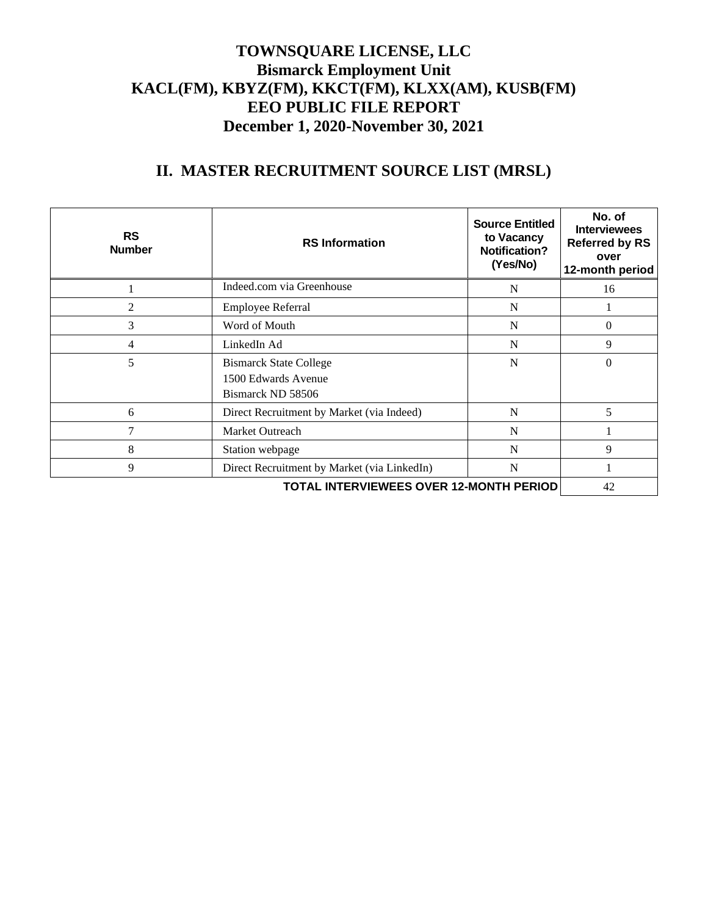# TOWNSQUARE LICENSE, LLC
# Bismarck Employment Unit
# KACL(FM), KBYZ(FM), KKCT(FM), KLXX(AM), KUSB(FM)
# EEO PUBLIC FILE REPORT
# December 1, 2020-November 30, 2021

## II. MASTER RECRUITMENT SOURCE LIST (MRSL)

| RS Number | RS Information | Source Entitled to Vacancy Notification? (Yes/No) | No. of Interviewees Referred by RS over 12-month period |
|---|---|---|---|
| 1 | Indeed.com via Greenhouse | N | 16 |
| 2 | Employee Referral | N | 1 |
| 3 | Word of Mouth | N | 0 |
| 4 | LinkedIn Ad | N | 9 |
| 5 | Bismarck State College<br>1500 Edwards Avenue<br>Bismarck ND 58506 | N | 0 |
| 6 | Direct Recruitment by Market (via Indeed) | N | 5 |
| 7 | Market Outreach | N | 1 |
| 8 | Station webpage | N | 9 |
| 9 | Direct Recruitment by Market (via LinkedIn) | N | 1 |
| | | **TOTAL INTERVIEWEES OVER 12-MONTH PERIOD** | 42 |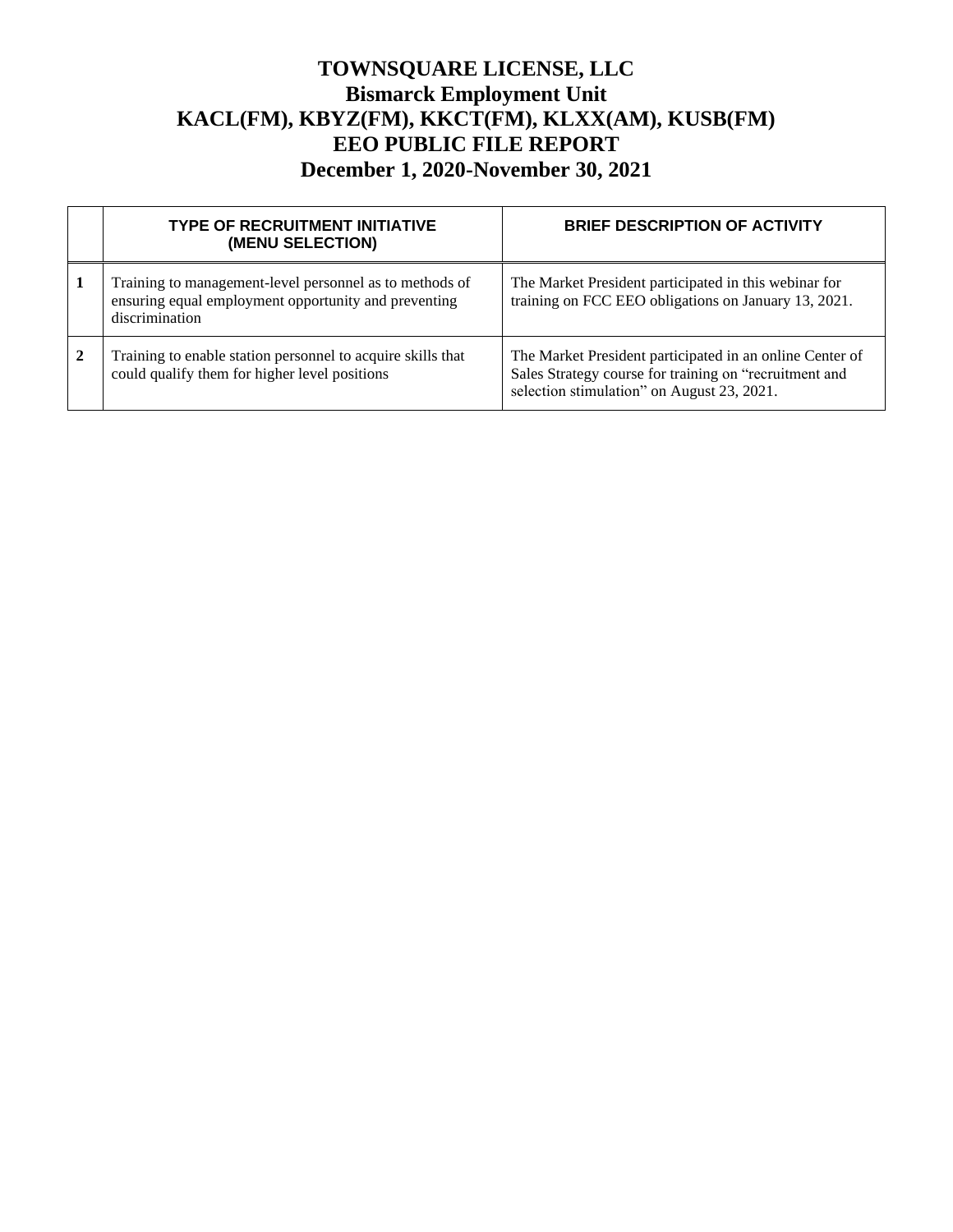# TOWNSQUARE LICENSE, LLC
## Bismarck Employment Unit
## KACL(FM), KBYZ(FM), KKCT(FM), KLXX(AM), KUSB(FM)
## EEO PUBLIC FILE REPORT
## December 1, 2020-November 30, 2021

| | TYPE OF RECRUITMENT INITIATIVE (MENU SELECTION) | BRIEF DESCRIPTION OF ACTIVITY |
|---|---|---|
| 1 | Training to management-level personnel as to methods of ensuring equal employment opportunity and preventing discrimination | The Market President participated in this webinar for training on FCC EEO obligations on January 13, 2021. |
| 2 | Training to enable station personnel to acquire skills that could qualify them for higher level positions | The Market President participated in an online Center of Sales Strategy course for training on "recruitment and selection stimulation" on August 23, 2021. |